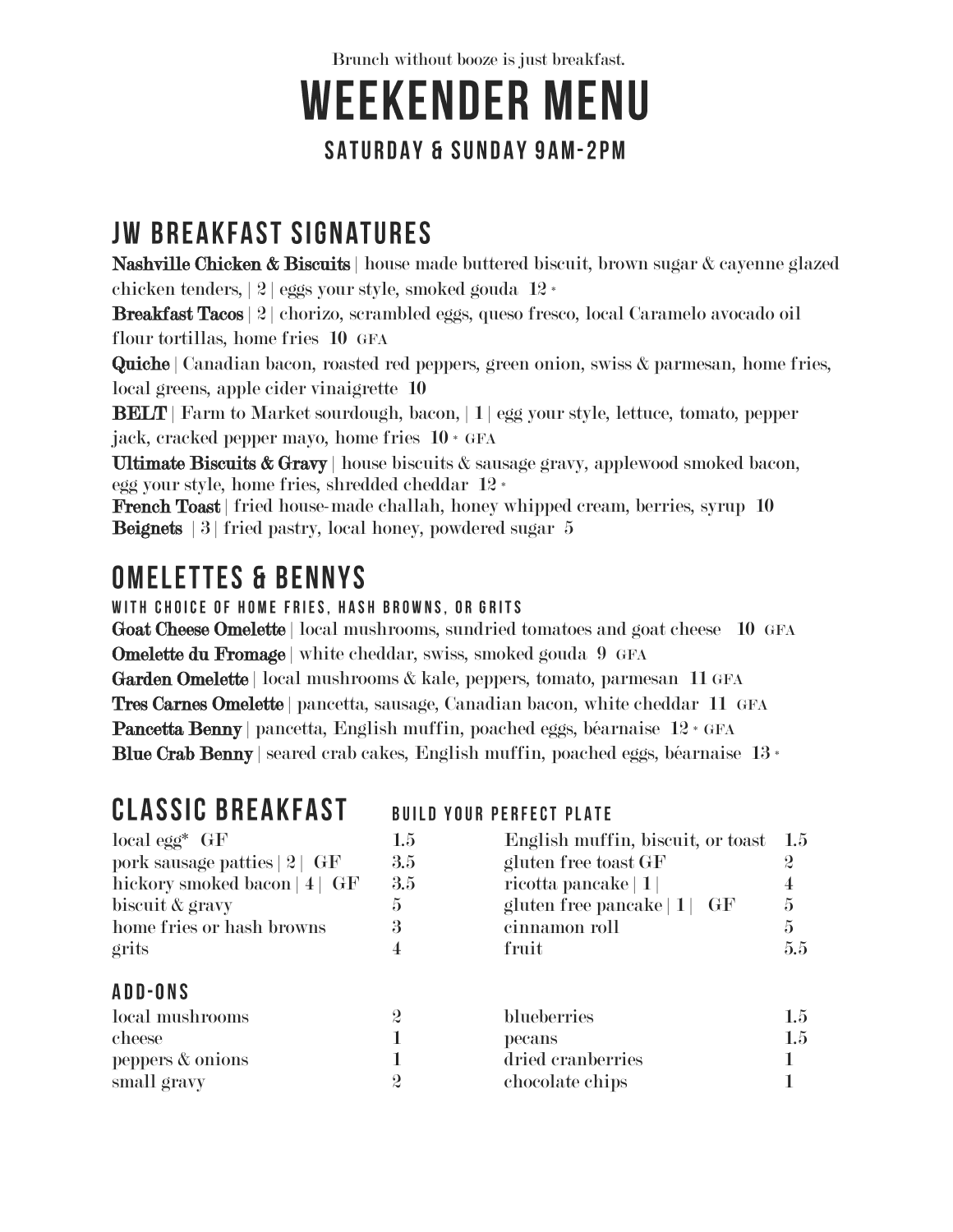Brunch without booze is just breakfast.

# WEEKENDER MENU

### SATURDAY & SUNDAY 9AM-2PM

## JW BREAKFAST SIGNATURES

**Nashville Chicken & Biscuits** | house made buttered biscuit, brown sugar & cayenne glazed chicken tenders, | 2 | eggs your style, smoked gouda **12** *

**Breakfast Tacos** | 2 | chorizo, scrambled eggs, queso fresco, local Caramelo avocado oil flour tortillas, home fries **10** GFA

**Quiche** | Canadian bacon, roasted red peppers, green onion, swiss & parmesan, home fries, local greens, apple cider vinaigrette **10**

**BELT** | Farm to Market sourdough, bacon, | 1 | egg your style, lettuce, tomato, pepper jack, cracked pepper mayo, home fries **10** * GFA

**Ultimate Biscuits & Gravy** | house biscuits & sausage gravy, applewood smoked bacon, egg your style, home fries, shredded cheddar **12** *

**French Toast** | fried house-made challah, honey whipped cream, berries, syrup **10**

**Beignets** | 3 | fried pastry, local honey, powdered sugar **5**

## OMELETTES & BENNYS

#### WITH CHOICE OF HOME FRIES, HASH BROWNS, OR GRITS

**Goat Cheese Omelette** | local mushrooms, sundried tomatoes and goat cheese **10** GFA

**Omelette du Fromage** | white cheddar, swiss, smoked gouda **9** GFA

**Garden Omelette** | local mushrooms & kale, peppers, tomato, parmesan **11** GFA

**Tres Carnes Omelette** | pancetta, sausage, Canadian bacon, white cheddar **11** GFA

**Pancetta Benny** | pancetta, English muffin, poached eggs, béarnaise **12** * GFA

**Blue Crab Benny** | seared crab cakes, English muffin, poached eggs, béarnaise **13** *

## CLASSIC BREAKFAST

#### BUILD YOUR PERFECT PLATE

| | | | |
|---|---|---|---|
| local egg* GF | 1.5 | English muffin, biscuit, or toast | 1.5 |
| pork sausage patties \| 2 \| GF | 3.5 | gluten free toast GF | 2 |
| hickory smoked bacon \| 4 \| GF | 3.5 | ricotta pancake \| 1 \| | 4 |
| biscuit & gravy | 5 | gluten free pancake \| 1 \| GF | 5 |
| home fries or hash browns | 3 | cinnamon roll | 5 |
| grits | 4 | fruit | 5.5 |

### ADD-ONS

| | | | |
|---|---|---|---|
| local mushrooms | 2 | blueberries | 1.5 |
| cheese | 1 | pecans | 1.5 |
| peppers & onions | 1 | dried cranberries | 1 |
| small gravy | 2 | chocolate chips | 1 |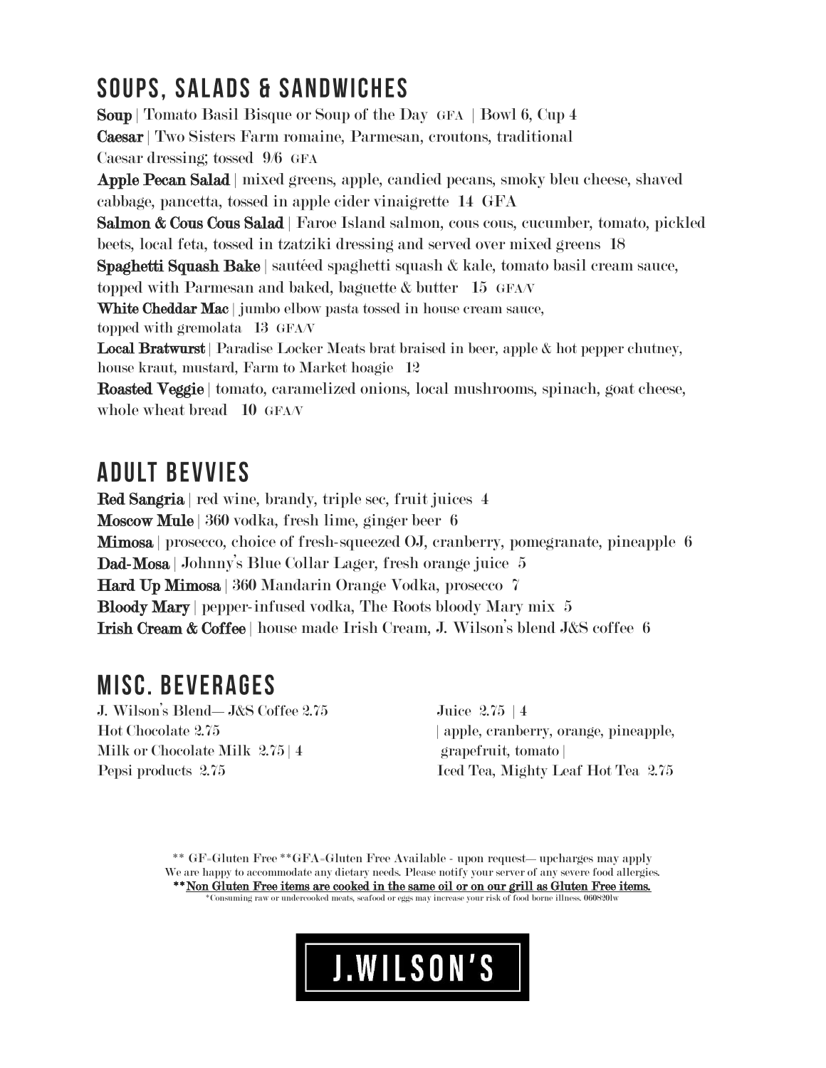## SOUPS, SALADS & SANDWICHES

**Soup** | Tomato Basil Bisque or Soup of the Day GFA | Bowl 6, Cup 4

**Caesar** | Two Sisters Farm romaine, Parmesan, croutons, traditional Caesar dressing; tossed 9/6 GFA

**Apple Pecan Salad** | mixed greens, apple, candied pecans, smoky bleu cheese, shaved cabbage, pancetta, tossed in apple cider vinaigrette 14 GFA

**Salmon & Cous Cous Salad** | Faroe Island salmon, cous cous, cucumber, tomato, pickled beets, local feta, tossed in tzatziki dressing and served over mixed greens 18

**Spaghetti Squash Bake** | sautéed spaghetti squash & kale, tomato basil cream sauce, topped with Parmesan and baked, baguette & butter 15 GFA/V

**White Cheddar Mac** | jumbo elbow pasta tossed in house cream sauce, topped with gremolata 13 GFA/V

**Local Bratwurst** | Paradise Locker Meats brat braised in beer, apple & hot pepper chutney, house kraut, mustard, Farm to Market hoagie 12

**Roasted Veggie** | tomato, caramelized onions, local mushrooms, spinach, goat cheese, whole wheat bread 10 GFA/V

## ADULT BEVVIES

**Red Sangria** | red wine, brandy, triple sec, fruit juices 4

**Moscow Mule** | 360 vodka, fresh lime, ginger beer 6

**Mimosa** | prosecco, choice of fresh-squeezed OJ, cranberry, pomegranate, pineapple 6

**Dad-Mosa** | Johnny's Blue Collar Lager, fresh orange juice 5

**Hard Up Mimosa** | 360 Mandarin Orange Vodka, prosecco 7

**Bloody Mary** | pepper-infused vodka, The Roots bloody Mary mix 5

**Irish Cream & Coffee** | house made Irish Cream, J. Wilson's blend J&S coffee 6

## MISC. BEVERAGES

J. Wilson's Blend— J&S Coffee 2.75

Hot Chocolate 2.75

Milk or Chocolate Milk 2.75 | 4

Pepsi products 2.75

Juice 2.75 | 4
| apple, cranberry, orange, pineapple, grapefruit, tomato |

Iced Tea, Mighty Leaf Hot Tea 2.75

** GF=Gluten Free **GFA=Gluten Free Available - upon request— upcharges may apply
We are happy to accommodate any dietary needs. Please notify your server of any severe food allergies.
**<u>Non Gluten Free items are cooked in the same oil or on our grill as Gluten Free items.</u>
*Consuming raw or undercooked meats, seafood or eggs may increase your risk of food borne illness. 060820lw

J.WILSON'S